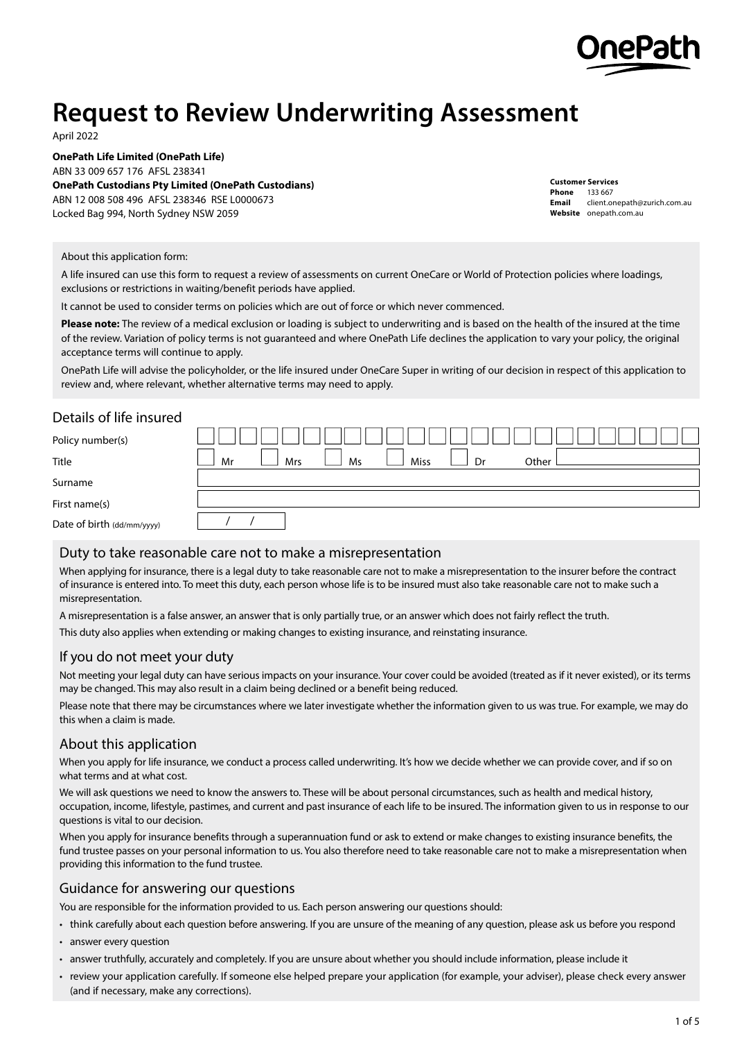OnePath

# Request to Review Underwriting Assessment

April 2022

**OnePath Life Limited (OnePath Life)**
ABN 33 009 657 176 AFSL 238341
**OnePath Custodians Pty Limited (OnePath Custodians)**
ABN 12 008 508 496 AFSL 238346 RSE L0000673
Locked Bag 994, North Sydney NSW 2059

**Customer Services**
**Phone** 133 667
**Email** client.onepath@zurich.com.au
**Website** onepath.com.au

About this application form:

A life insured can use this form to request a review of assessments on current OneCare or World of Protection policies where loadings, exclusions or restrictions in waiting/benefit periods have applied.

It cannot be used to consider terms on policies which are out of force or which never commenced.

**Please note:** The review of a medical exclusion or loading is subject to underwriting and is based on the health of the insured at the time of the review. Variation of policy terms is not guaranteed and where OnePath Life declines the application to vary your policy, the original acceptance terms will continue to apply.

OnePath Life will advise the policyholder, or the life insured under OneCare Super in writing of our decision in respect of this application to review and, where relevant, whether alternative terms may need to apply.

## Details of life insured

Policy number(s)

Title ☐ Mr ☐ Mrs ☐ Ms ☐ Miss ☐ Dr Other

Surname

First name(s)

Date of birth (dd/mm/yyyy) / /

## Duty to take reasonable care not to make a misrepresentation

When applying for insurance, there is a legal duty to take reasonable care not to make a misrepresentation to the insurer before the contract of insurance is entered into. To meet this duty, each person whose life is to be insured must also take reasonable care not to make such a misrepresentation.

A misrepresentation is a false answer, an answer that is only partially true, or an answer which does not fairly reflect the truth.

This duty also applies when extending or making changes to existing insurance, and reinstating insurance.

## If you do not meet your duty

Not meeting your legal duty can have serious impacts on your insurance. Your cover could be avoided (treated as if it never existed), or its terms may be changed. This may also result in a claim being declined or a benefit being reduced.

Please note that there may be circumstances where we later investigate whether the information given to us was true. For example, we may do this when a claim is made.

## About this application

When you apply for life insurance, we conduct a process called underwriting. It's how we decide whether we can provide cover, and if so on what terms and at what cost.

We will ask questions we need to know the answers to. These will be about personal circumstances, such as health and medical history, occupation, income, lifestyle, pastimes, and current and past insurance of each life to be insured. The information given to us in response to our questions is vital to our decision.

When you apply for insurance benefits through a superannuation fund or ask to extend or make changes to existing insurance benefits, the fund trustee passes on your personal information to us. You also therefore need to take reasonable care not to make a misrepresentation when providing this information to the fund trustee.

## Guidance for answering our questions

You are responsible for the information provided to us. Each person answering our questions should:

- think carefully about each question before answering. If you are unsure of the meaning of any question, please ask us before you respond
- answer every question
- answer truthfully, accurately and completely. If you are unsure about whether you should include information, please include it
- review your application carefully. If someone else helped prepare your application (for example, your adviser), please check every answer (and if necessary, make any corrections).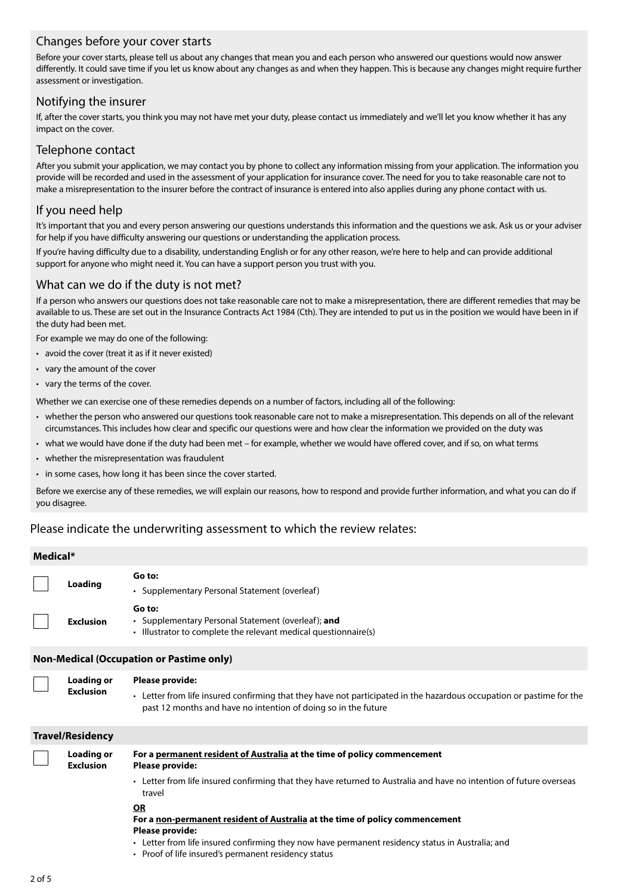## Changes before your cover starts

Before your cover starts, please tell us about any changes that mean you and each person who answered our questions would now answer differently. It could save time if you let us know about any changes as and when they happen. This is because any changes might require further assessment or investigation.

## Notifying the insurer

If, after the cover starts, you think you may not have met your duty, please contact us immediately and we'll let you know whether it has any impact on the cover.

## Telephone contact

After you submit your application, we may contact you by phone to collect any information missing from your application. The information you provide will be recorded and used in the assessment of your application for insurance cover. The need for you to take reasonable care not to make a misrepresentation to the insurer before the contract of insurance is entered into also applies during any phone contact with us.

## If you need help

It's important that you and every person answering our questions understands this information and the questions we ask. Ask us or your adviser for help if you have difficulty answering our questions or understanding the application process.

If you're having difficulty due to a disability, understanding English or for any other reason, we're here to help and can provide additional support for anyone who might need it. You can have a support person you trust with you.

## What can we do if the duty is not met?

If a person who answers our questions does not take reasonable care not to make a misrepresentation, there are different remedies that may be available to us. These are set out in the Insurance Contracts Act 1984 (Cth). They are intended to put us in the position we would have been in if the duty had been met.

For example we may do one of the following:

- avoid the cover (treat it as if it never existed)
- vary the amount of the cover
- vary the terms of the cover.

Whether we can exercise one of these remedies depends on a number of factors, including all of the following:

- whether the person who answered our questions took reasonable care not to make a misrepresentation. This depends on all of the relevant circumstances. This includes how clear and specific our questions were and how clear the information we provided on the duty was
- what we would have done if the duty had been met – for example, whether we would have offered cover, and if so, on what terms
- whether the misrepresentation was fraudulent
- in some cases, how long it has been since the cover started.

Before we exercise any of these remedies, we will explain our reasons, how to respond and provide further information, and what you can do if you disagree.

## Please indicate the underwriting assessment to which the review relates:

**Medical***

| | | |
|---|---|---|
| ☐ | **Loading** | **Go to:**<br>• Supplementary Personal Statement (overleaf) |
| ☐ | **Exclusion** | **Go to:**<br>• Supplementary Personal Statement (overleaf); **and**<br>• Illustrator to complete the relevant medical questionnaire(s) |

**Non-Medical (Occupation or Pastime only)**

| | | |
|---|---|---|
| ☐ | **Loading or Exclusion** | **Please provide:**<br>• Letter from life insured confirming that they have not participated in the hazardous occupation or pastime for the past 12 months and have no intention of doing so in the future |

**Travel/Residency**

| | | |
|---|---|---|
| ☐ | **Loading or Exclusion** | **For a permanent resident of Australia at the time of policy commencement**<br>**Please provide:**<br>• Letter from life insured confirming that they have returned to Australia and have no intention of future overseas travel<br>**OR**<br>**For a non-permanent resident of Australia at the time of policy commencement**<br>**Please provide:**<br>• Letter from life insured confirming they now have permanent residency status in Australia; and<br>• Proof of life insured's permanent residency status |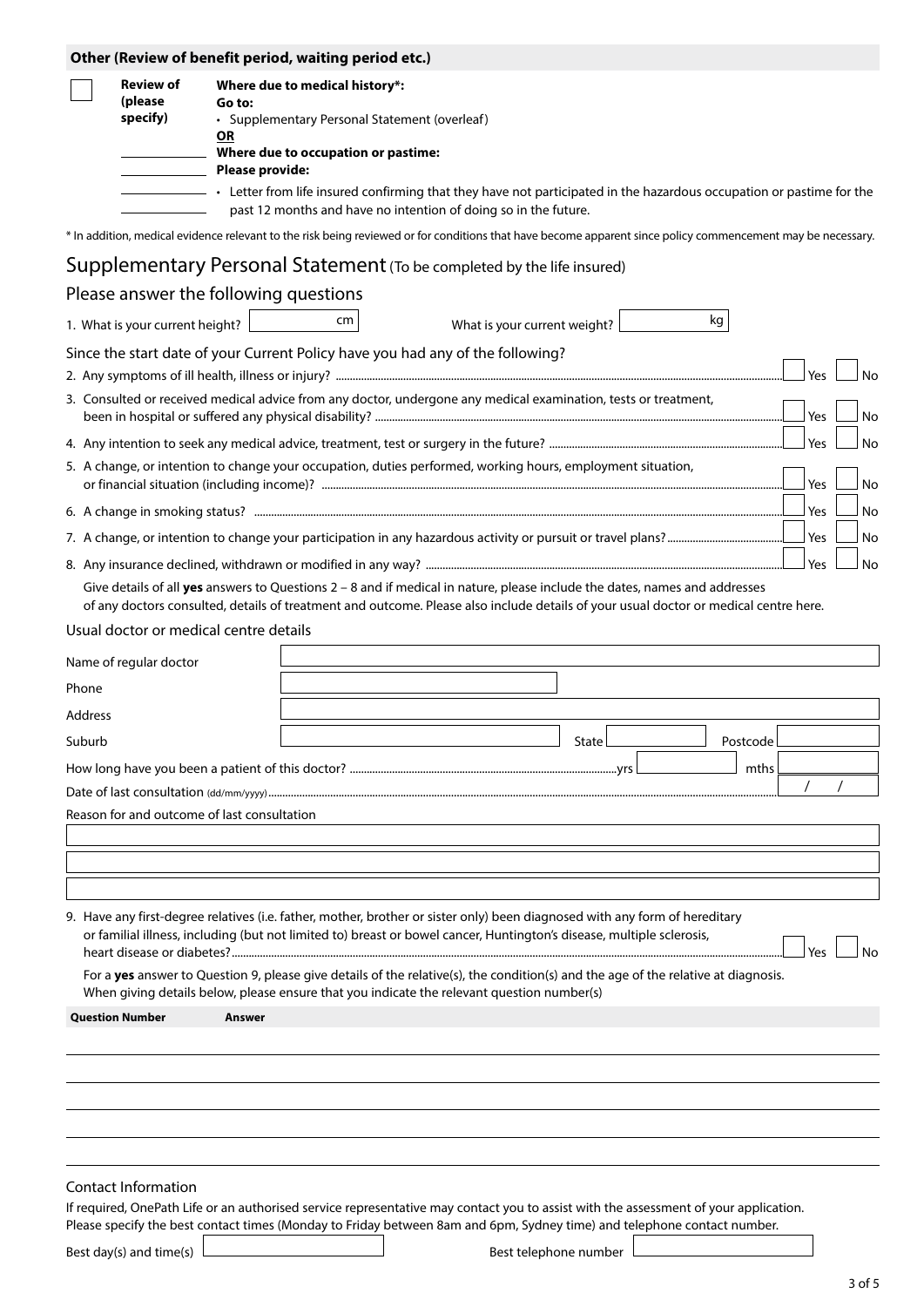## Other (Review of benefit period, waiting period etc.)

☐ **Review of (please specify)**

\_\_\_\_\_\_\_\_\_\_\_\_

\_\_\_\_\_\_\_\_\_\_\_\_

\_\_\_\_\_\_\_\_\_\_\_\_

**Where due to medical history*:**
**Go to:**
- Supplementary Personal Statement (overleaf)

**OR**

**Where due to occupation or pastime:**
**Please provide:**
- Letter from life insured confirming that they have not participated in the hazardous occupation or pastime for the past 12 months and have no intention of doing so in the future.

* In addition, medical evidence relevant to the risk being reviewed or for conditions that have become apparent since policy commencement may be necessary.

# Supplementary Personal Statement (To be completed by the life insured)

## Please answer the following questions

1. What is your current height? \_\_\_\_\_ cm  What is your current weight? \_\_\_\_\_ kg

### Since the start date of your Current Policy have you had any of the following?

2. Any symptoms of ill health, illness or injury? ☐ Yes ☐ No
3. Consulted or received medical advice from any doctor, undergone any medical examination, tests or treatment, been in hospital or suffered any physical disability? ☐ Yes ☐ No
4. Any intention to seek any medical advice, treatment, test or surgery in the future? ☐ Yes ☐ No
5. A change, or intention to change your occupation, duties performed, working hours, employment situation, or financial situation (including income)? ☐ Yes ☐ No
6. A change in smoking status? ☐ Yes ☐ No
7. A change, or intention to change your participation in any hazardous activity or pursuit or travel plans? ☐ Yes ☐ No
8. Any insurance declined, withdrawn or modified in any way? ☐ Yes ☐ No

Give details of all **yes** answers to Questions 2 – 8 and if medical in nature, please include the dates, names and addresses of any doctors consulted, details of treatment and outcome. Please also include details of your usual doctor or medical centre here.

### Usual doctor or medical centre details

Name of regular doctor \_\_\_\_\_\_\_\_\_\_\_\_

Phone \_\_\_\_\_\_\_\_\_\_\_\_

Address \_\_\_\_\_\_\_\_\_\_\_\_

Suburb \_\_\_\_\_\_\_\_\_\_\_\_ State \_\_\_\_\_ Postcode \_\_\_\_\_

How long have you been a patient of this doctor? \_\_\_\_\_ yrs \_\_\_\_\_ mths

Date of last consultation (dd/mm/yyyy) \_\_ / \_\_ / \_\_\_\_

Reason for and outcome of last consultation

\_\_\_\_\_\_\_\_\_\_\_\_

\_\_\_\_\_\_\_\_\_\_\_\_

\_\_\_\_\_\_\_\_\_\_\_\_

9. Have any first-degree relatives (i.e. father, mother, brother or sister only) been diagnosed with any form of hereditary or familial illness, including (but not limited to) breast or bowel cancer, Huntington's disease, multiple sclerosis, heart disease or diabetes? ☐ Yes ☐ No

For a **yes** answer to Question 9, please give details of the relative(s), the condition(s) and the age of the relative at diagnosis. When giving details below, please ensure that you indicate the relevant question number(s)

| Question Number | Answer |
|---|---|
| | |
| | |
| | |
| | |
| | |

### Contact Information

If required, OnePath Life or an authorised service representative may contact you to assist with the assessment of your application. Please specify the best contact times (Monday to Friday between 8am and 6pm, Sydney time) and telephone contact number.

Best day(s) and time(s) \_\_\_\_\_\_\_\_\_\_\_\_  Best telephone number \_\_\_\_\_\_\_\_\_\_\_\_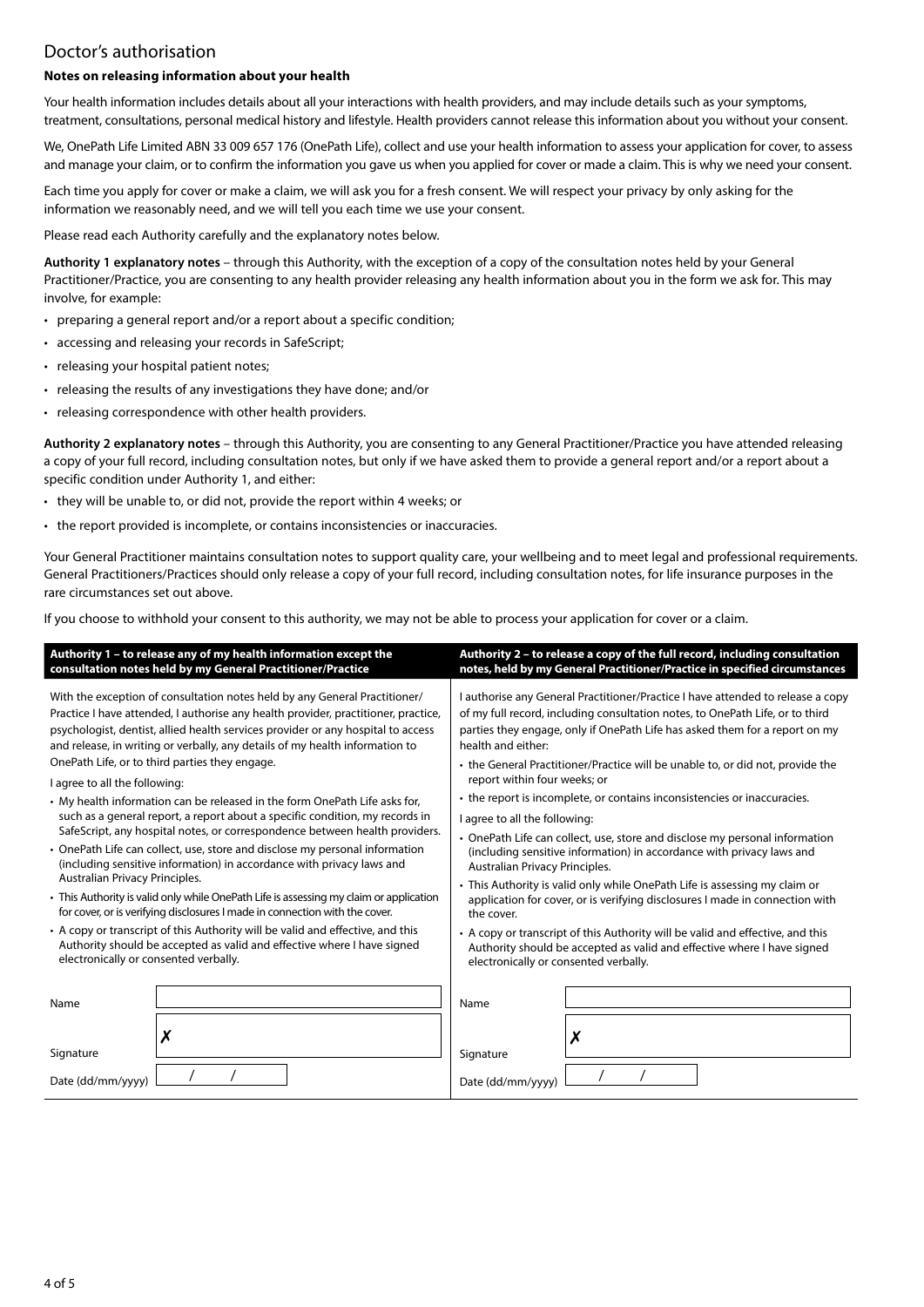## Doctor's authorisation

**Notes on releasing information about your health**

Your health information includes details about all your interactions with health providers, and may include details such as your symptoms, treatment, consultations, personal medical history and lifestyle. Health providers cannot release this information about you without your consent.

We, OnePath Life Limited ABN 33 009 657 176 (OnePath Life), collect and use your health information to assess your application for cover, to assess and manage your claim, or to confirm the information you gave us when you applied for cover or made a claim. This is why we need your consent.

Each time you apply for cover or make a claim, we will ask you for a fresh consent. We will respect your privacy by only asking for the information we reasonably need, and we will tell you each time we use your consent.

Please read each Authority carefully and the explanatory notes below.

**Authority 1 explanatory notes** – through this Authority, with the exception of a copy of the consultation notes held by your General Practitioner/Practice, you are consenting to any health provider releasing any health information about you in the form we ask for. This may involve, for example:

- preparing a general report and/or a report about a specific condition;
- accessing and releasing your records in SafeScript;
- releasing your hospital patient notes;
- releasing the results of any investigations they have done; and/or
- releasing correspondence with other health providers.

**Authority 2 explanatory notes** – through this Authority, you are consenting to any General Practitioner/Practice you have attended releasing a copy of your full record, including consultation notes, but only if we have asked them to provide a general report and/or a report about a specific condition under Authority 1, and either:

- they will be unable to, or did not, provide the report within 4 weeks; or
- the report provided is incomplete, or contains inconsistencies or inaccuracies.

Your General Practitioner maintains consultation notes to support quality care, your wellbeing and to meet legal and professional requirements. General Practitioners/Practices should only release a copy of your full record, including consultation notes, for life insurance purposes in the rare circumstances set out above.

If you choose to withhold your consent to this authority, we may not be able to process your application for cover or a claim.

**Authority 1 – to release any of my health information except the consultation notes held by my General Practitioner/Practice**

With the exception of consultation notes held by any General Practitioner/Practice I have attended, I authorise any health provider, practitioner, practice, psychologist, dentist, allied health services provider or any hospital to access and release, in writing or verbally, any details of my health information to OnePath Life, or to third parties they engage.

I agree to all the following:

- My health information can be released in the form OnePath Life asks for, such as a general report, a report about a specific condition, my records in SafeScript, any hospital notes, or correspondence between health providers.
- OnePath Life can collect, use, store and disclose my personal information (including sensitive information) in accordance with privacy laws and Australian Privacy Principles.
- This Authority is valid only while OnePath Life is assessing my claim or application for cover, or is verifying disclosures I made in connection with the cover.
- A copy or transcript of this Authority will be valid and effective, and this Authority should be accepted as valid and effective where I have signed electronically or consented verbally.

| | |
|---|---|
| Name | |
| Signature | ✗ |
| Date (dd/mm/yyyy) | / / |

**Authority 2 – to release a copy of the full record, including consultation notes, held by my General Practitioner/Practice in specified circumstances**

I authorise any General Practitioner/Practice I have attended to release a copy of my full record, including consultation notes, to OnePath Life, or to third parties they engage, only if OnePath Life has asked them for a report on my health and either:

- the General Practitioner/Practice will be unable to, or did not, provide the report within four weeks; or
- the report is incomplete, or contains inconsistencies or inaccuracies.

I agree to all the following:

- OnePath Life can collect, use, store and disclose my personal information (including sensitive information) in accordance with privacy laws and Australian Privacy Principles.
- This Authority is valid only while OnePath Life is assessing my claim or application for cover, or is verifying disclosures I made in connection with the cover.
- A copy or transcript of this Authority will be valid and effective, and this Authority should be accepted as valid and effective where I have signed electronically or consented verbally.

| | |
|---|---|
| Name | |
| Signature | ✗ |
| Date (dd/mm/yyyy) | / / |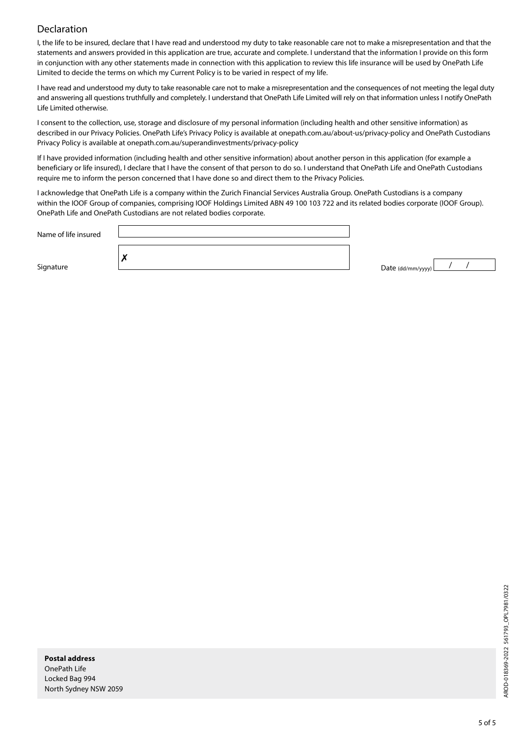## Declaration

I, the life to be insured, declare that I have read and understood my duty to take reasonable care not to make a misrepresentation and that the statements and answers provided in this application are true, accurate and complete. I understand that the information I provide on this form in conjunction with any other statements made in connection with this application to review this life insurance will be used by OnePath Life Limited to decide the terms on which my Current Policy is to be varied in respect of my life.

I have read and understood my duty to take reasonable care not to make a misrepresentation and the consequences of not meeting the legal duty and answering all questions truthfully and completely. I understand that OnePath Life Limited will rely on that information unless I notify OnePath Life Limited otherwise.

I consent to the collection, use, storage and disclosure of my personal information (including health and other sensitive information) as described in our Privacy Policies. OnePath Life's Privacy Policy is available at onepath.com.au/about-us/privacy-policy and OnePath Custodians Privacy Policy is available at onepath.com.au/superandinvestments/privacy-policy

If I have provided information (including health and other sensitive information) about another person in this application (for example a beneficiary or life insured), I declare that I have the consent of that person to do so. I understand that OnePath Life and OnePath Custodians require me to inform the person concerned that I have done so and direct them to the Privacy Policies.

I acknowledge that OnePath Life is a company within the Zurich Financial Services Australia Group. OnePath Custodians is a company within the IOOF Group of companies, comprising IOOF Holdings Limited ABN 49 100 103 722 and its related bodies corporate (IOOF Group). OnePath Life and OnePath Custodians are not related bodies corporate.

Name of life insured

Signature ✗

Date (dd/mm/yyyy) / /

**Postal address**
OnePath Life
Locked Bag 994
North Sydney NSW 2059

AROD-018369-2022 561793_OPL7981/0322